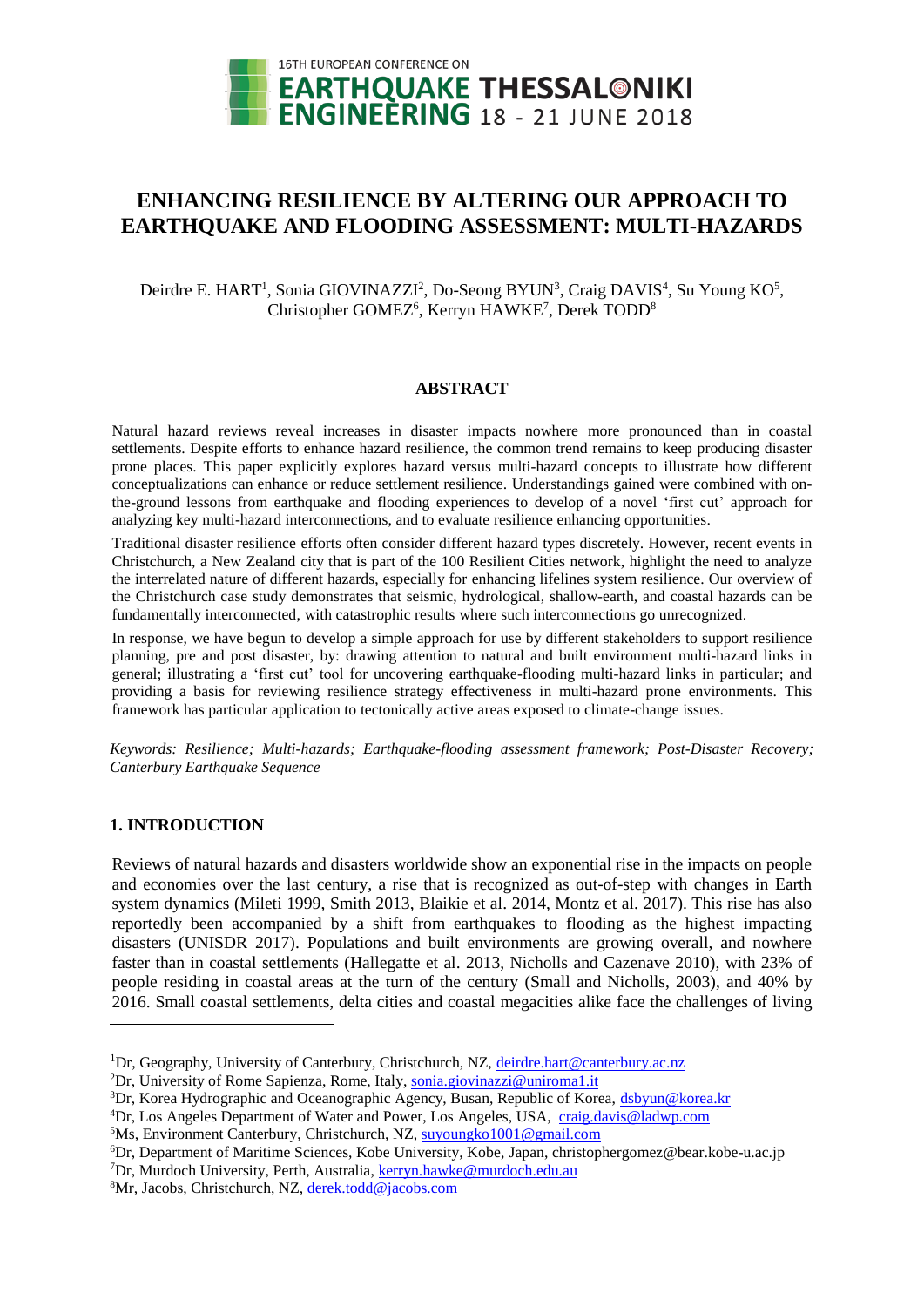# ENHANCING RESILIENCE BY ALTERING OUR APPROACH TO EARTHQUAKE AND FLOODING ASSESSMENT: MULTI-HAZARDS

Deirdre E. HART[1], Sonia GIOVINAZZI[2], Do-Seong BYUN[3], Craig DAVIS[4], Su Young KO[5], Christopher GOMEZ[6], Kerryn HAWKE[7], Derek TODD[8]

## ABSTRACT

Natural hazard reviews reveal increases in disaster impacts nowhere more pronounced than in coastal settlements. Despite efforts to enhance hazard resilience, the common trend remains to keep producing disaster prone places. This paper explicitly explores hazard versus multi-hazard concepts to illustrate how different conceptualizations can enhance or reduce settlement resilience. Understandings gained were combined with on-the-ground lessons from earthquake and flooding experiences to develop of a novel 'first cut' approach for analyzing key multi-hazard interconnections, and to evaluate resilience enhancing opportunities.

Traditional disaster resilience efforts often consider different hazard types discretely. However, recent events in Christchurch, a New Zealand city that is part of the 100 Resilient Cities network, highlight the need to analyze the interrelated nature of different hazards, especially for enhancing lifelines system resilience. Our overview of the Christchurch case study demonstrates that seismic, hydrological, shallow-earth, and coastal hazards can be fundamentally interconnected, with catastrophic results where such interconnections go unrecognized.

In response, we have begun to develop a simple approach for use by different stakeholders to support resilience planning, pre and post disaster, by: drawing attention to natural and built environment multi-hazard links in general; illustrating a 'first cut' tool for uncovering earthquake-flooding multi-hazard links in particular; and providing a basis for reviewing resilience strategy effectiveness in multi-hazard prone environments. This framework has particular application to tectonically active areas exposed to climate-change issues.

*Keywords: Resilience; Multi-hazards; Earthquake-flooding assessment framework; Post-Disaster Recovery; Canterbury Earthquake Sequence*

## 1. INTRODUCTION

Reviews of natural hazards and disasters worldwide show an exponential rise in the impacts on people and economies over the last century, a rise that is recognized as out-of-step with changes in Earth system dynamics (Mileti 1999, Smith 2013, Blaikie et al. 2014, Montz et al. 2017). This rise has also reportedly been accompanied by a shift from earthquakes to flooding as the highest impacting disasters (UNISDR 2017). Populations and built environments are growing overall, and nowhere faster than in coastal settlements (Hallegatte et al. 2013, Nicholls and Cazenave 2010), with 23% of people residing in coastal areas at the turn of the century (Small and Nicholls, 2003), and 40% by 2016. Small coastal settlements, delta cities and coastal megacities alike face the challenges of living

---

[1]Dr, Geography, University of Canterbury, Christchurch, NZ, deirdre.hart@canterbury.ac.nz
[2]Dr, University of Rome Sapienza, Rome, Italy, sonia.giovinazzi@uniroma1.it
[3]Dr, Korea Hydrographic and Oceanographic Agency, Busan, Republic of Korea, dsbyun@korea.kr
[4]Dr, Los Angeles Department of Water and Power, Los Angeles, USA, craig.davis@ladwp.com
[5]Ms, Environment Canterbury, Christchurch, NZ, suyoungko1001@gmail.com
[6]Dr, Department of Maritime Sciences, Kobe University, Kobe, Japan, christophergomez@bear.kobe-u.ac.jp
[7]Dr, Murdoch University, Perth, Australia, kerryn.hawke@murdoch.edu.au
[8]Mr, Jacobs, Christchurch, NZ, derek.todd@jacobs.com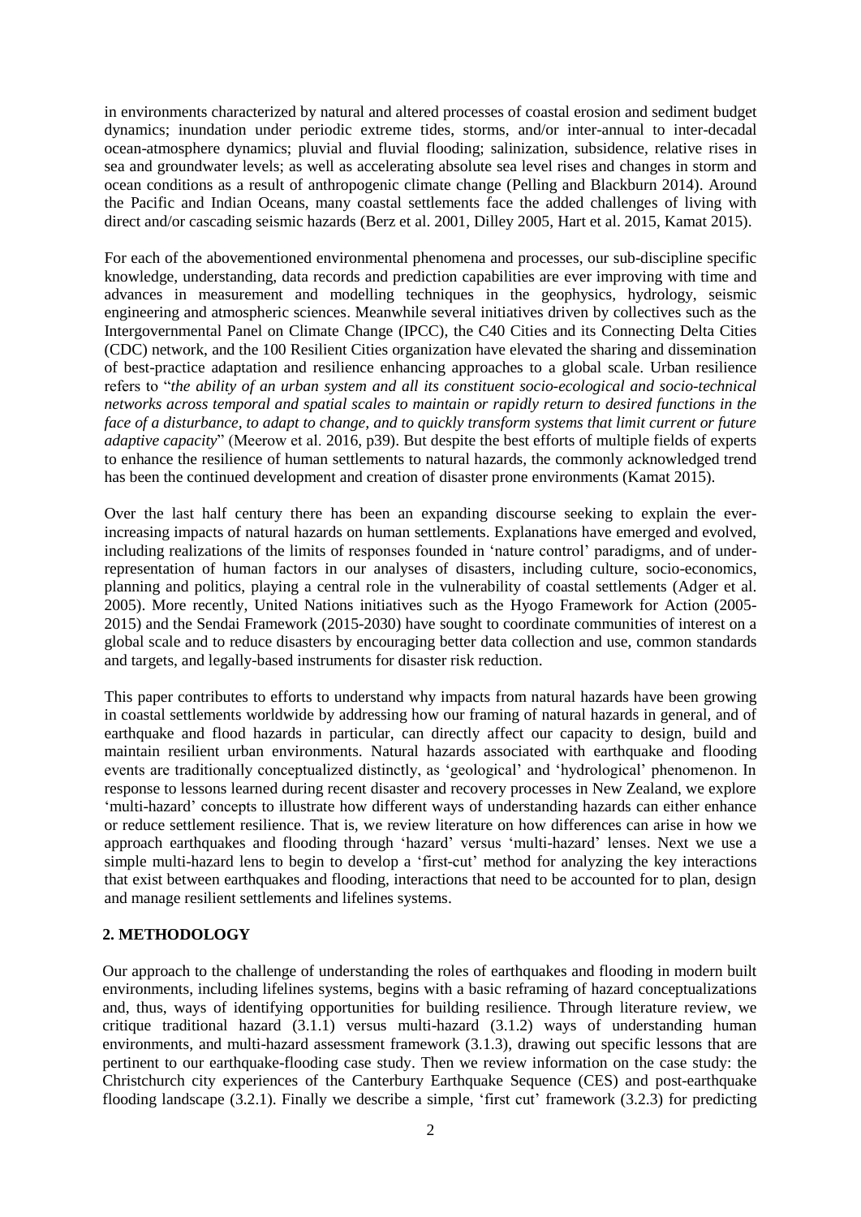in environments characterized by natural and altered processes of coastal erosion and sediment budget dynamics; inundation under periodic extreme tides, storms, and/or inter-annual to inter-decadal ocean-atmosphere dynamics; pluvial and fluvial flooding; salinization, subsidence, relative rises in sea and groundwater levels; as well as accelerating absolute sea level rises and changes in storm and ocean conditions as a result of anthropogenic climate change (Pelling and Blackburn 2014). Around the Pacific and Indian Oceans, many coastal settlements face the added challenges of living with direct and/or cascading seismic hazards (Berz et al. 2001, Dilley 2005, Hart et al. 2015, Kamat 2015).

For each of the abovementioned environmental phenomena and processes, our sub-discipline specific knowledge, understanding, data records and prediction capabilities are ever improving with time and advances in measurement and modelling techniques in the geophysics, hydrology, seismic engineering and atmospheric sciences. Meanwhile several initiatives driven by collectives such as the Intergovernmental Panel on Climate Change (IPCC), the C40 Cities and its Connecting Delta Cities (CDC) network, and the 100 Resilient Cities organization have elevated the sharing and dissemination of best-practice adaptation and resilience enhancing approaches to a global scale. Urban resilience refers to "*the ability of an urban system and all its constituent socio-ecological and socio-technical networks across temporal and spatial scales to maintain or rapidly return to desired functions in the face of a disturbance, to adapt to change, and to quickly transform systems that limit current or future adaptive capacity*" (Meerow et al. 2016, p39). But despite the best efforts of multiple fields of experts to enhance the resilience of human settlements to natural hazards, the commonly acknowledged trend has been the continued development and creation of disaster prone environments (Kamat 2015).

Over the last half century there has been an expanding discourse seeking to explain the ever-increasing impacts of natural hazards on human settlements. Explanations have emerged and evolved, including realizations of the limits of responses founded in 'nature control' paradigms, and of under-representation of human factors in our analyses of disasters, including culture, socio-economics, planning and politics, playing a central role in the vulnerability of coastal settlements (Adger et al. 2005). More recently, United Nations initiatives such as the Hyogo Framework for Action (2005-2015) and the Sendai Framework (2015-2030) have sought to coordinate communities of interest on a global scale and to reduce disasters by encouraging better data collection and use, common standards and targets, and legally-based instruments for disaster risk reduction.

This paper contributes to efforts to understand why impacts from natural hazards have been growing in coastal settlements worldwide by addressing how our framing of natural hazards in general, and of earthquake and flood hazards in particular, can directly affect our capacity to design, build and maintain resilient urban environments. Natural hazards associated with earthquake and flooding events are traditionally conceptualized distinctly, as 'geological' and 'hydrological' phenomenon. In response to lessons learned during recent disaster and recovery processes in New Zealand, we explore 'multi-hazard' concepts to illustrate how different ways of understanding hazards can either enhance or reduce settlement resilience. That is, we review literature on how differences can arise in how we approach earthquakes and flooding through 'hazard' versus 'multi-hazard' lenses. Next we use a simple multi-hazard lens to begin to develop a 'first-cut' method for analyzing the key interactions that exist between earthquakes and flooding, interactions that need to be accounted for to plan, design and manage resilient settlements and lifelines systems.

## 2. METHODOLOGY

Our approach to the challenge of understanding the roles of earthquakes and flooding in modern built environments, including lifelines systems, begins with a basic reframing of hazard conceptualizations and, thus, ways of identifying opportunities for building resilience. Through literature review, we critique traditional hazard (3.1.1) versus multi-hazard (3.1.2) ways of understanding human environments, and multi-hazard assessment framework (3.1.3), drawing out specific lessons that are pertinent to our earthquake-flooding case study. Then we review information on the case study: the Christchurch city experiences of the Canterbury Earthquake Sequence (CES) and post-earthquake flooding landscape (3.2.1). Finally we describe a simple, 'first cut' framework (3.2.3) for predicting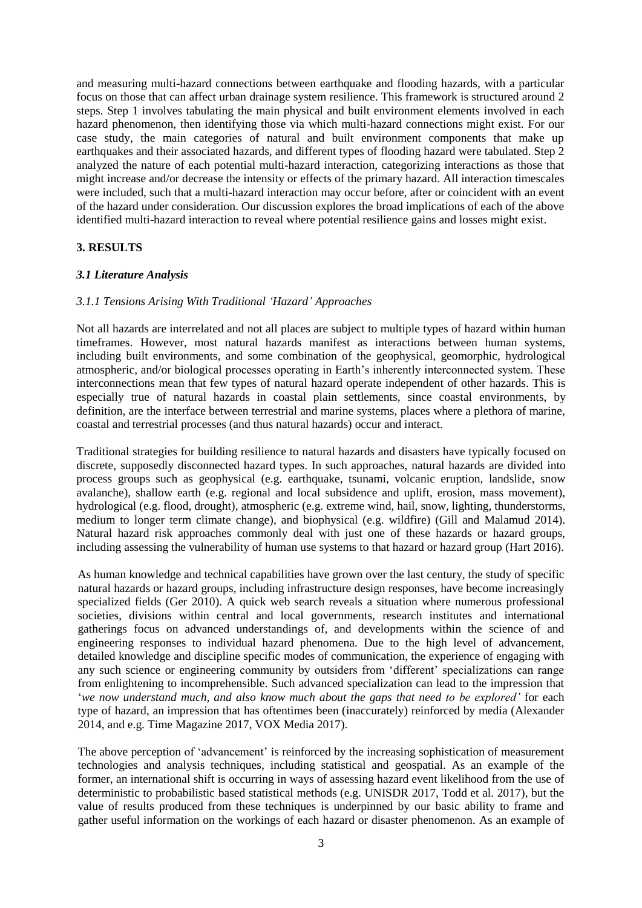and measuring multi-hazard connections between earthquake and flooding hazards, with a particular focus on those that can affect urban drainage system resilience. This framework is structured around 2 steps. Step 1 involves tabulating the main physical and built environment elements involved in each hazard phenomenon, then identifying those via which multi-hazard connections might exist. For our case study, the main categories of natural and built environment components that make up earthquakes and their associated hazards, and different types of flooding hazard were tabulated. Step 2 analyzed the nature of each potential multi-hazard interaction, categorizing interactions as those that might increase and/or decrease the intensity or effects of the primary hazard. All interaction timescales were included, such that a multi-hazard interaction may occur before, after or coincident with an event of the hazard under consideration. Our discussion explores the broad implications of each of the above identified multi-hazard interaction to reveal where potential resilience gains and losses might exist.

## 3. RESULTS

### *3.1 Literature Analysis*

#### *3.1.1 Tensions Arising With Traditional 'Hazard' Approaches*

Not all hazards are interrelated and not all places are subject to multiple types of hazard within human timeframes. However, most natural hazards manifest as interactions between human systems, including built environments, and some combination of the geophysical, geomorphic, hydrological atmospheric, and/or biological processes operating in Earth's inherently interconnected system. These interconnections mean that few types of natural hazard operate independent of other hazards. This is especially true of natural hazards in coastal plain settlements, since coastal environments, by definition, are the interface between terrestrial and marine systems, places where a plethora of marine, coastal and terrestrial processes (and thus natural hazards) occur and interact.

Traditional strategies for building resilience to natural hazards and disasters have typically focused on discrete, supposedly disconnected hazard types. In such approaches, natural hazards are divided into process groups such as geophysical (e.g. earthquake, tsunami, volcanic eruption, landslide, snow avalanche), shallow earth (e.g. regional and local subsidence and uplift, erosion, mass movement), hydrological (e.g. flood, drought), atmospheric (e.g. extreme wind, hail, snow, lighting, thunderstorms, medium to longer term climate change), and biophysical (e.g. wildfire) (Gill and Malamud 2014). Natural hazard risk approaches commonly deal with just one of these hazards or hazard groups, including assessing the vulnerability of human use systems to that hazard or hazard group (Hart 2016).

As human knowledge and technical capabilities have grown over the last century, the study of specific natural hazards or hazard groups, including infrastructure design responses, have become increasingly specialized fields (Ger 2010). A quick web search reveals a situation where numerous professional societies, divisions within central and local governments, research institutes and international gatherings focus on advanced understandings of, and developments within the science of and engineering responses to individual hazard phenomena. Due to the high level of advancement, detailed knowledge and discipline specific modes of communication, the experience of engaging with any such science or engineering community by outsiders from 'different' specializations can range from enlightening to incomprehensible. Such advanced specialization can lead to the impression that '*we now understand much, and also know much about the gaps that need to be explored'* for each type of hazard, an impression that has oftentimes been (inaccurately) reinforced by media (Alexander 2014, and e.g. Time Magazine 2017, VOX Media 2017).

The above perception of 'advancement' is reinforced by the increasing sophistication of measurement technologies and analysis techniques, including statistical and geospatial. As an example of the former, an international shift is occurring in ways of assessing hazard event likelihood from the use of deterministic to probabilistic based statistical methods (e.g. UNISDR 2017, Todd et al. 2017), but the value of results produced from these techniques is underpinned by our basic ability to frame and gather useful information on the workings of each hazard or disaster phenomenon. As an example of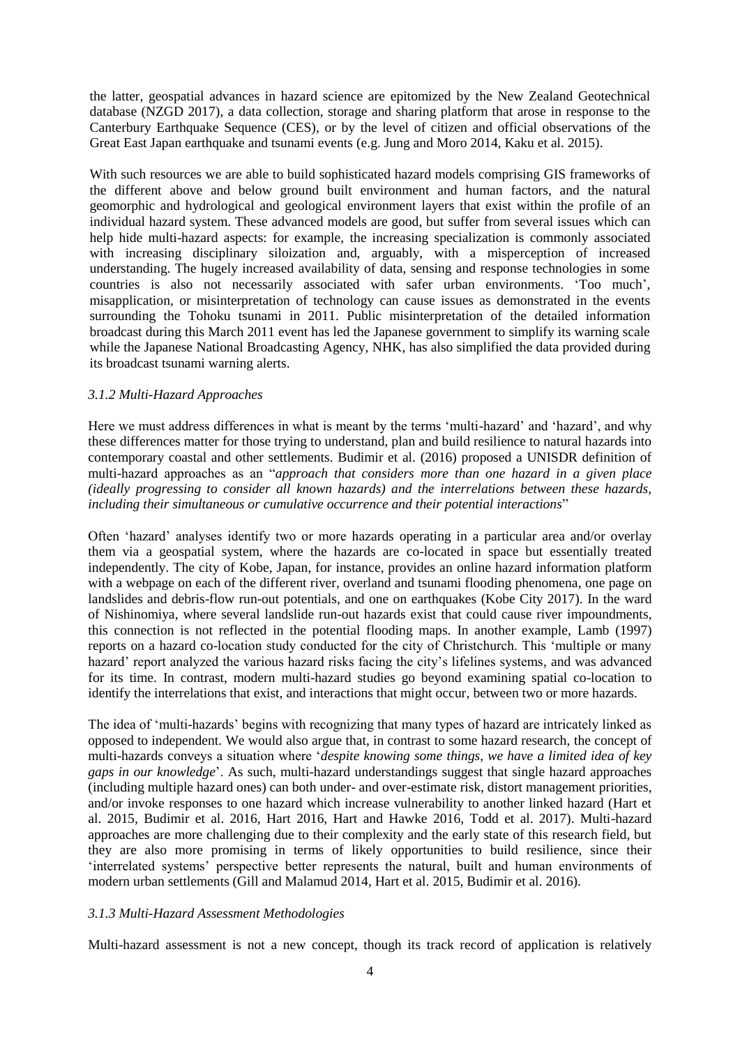the latter, geospatial advances in hazard science are epitomized by the New Zealand Geotechnical database (NZGD 2017), a data collection, storage and sharing platform that arose in response to the Canterbury Earthquake Sequence (CES), or by the level of citizen and official observations of the Great East Japan earthquake and tsunami events (e.g. Jung and Moro 2014, Kaku et al. 2015).

With such resources we are able to build sophisticated hazard models comprising GIS frameworks of the different above and below ground built environment and human factors, and the natural geomorphic and hydrological and geological environment layers that exist within the profile of an individual hazard system. These advanced models are good, but suffer from several issues which can help hide multi-hazard aspects: for example, the increasing specialization is commonly associated with increasing disciplinary siloization and, arguably, with a misperception of increased understanding. The hugely increased availability of data, sensing and response technologies in some countries is also not necessarily associated with safer urban environments. 'Too much', misapplication, or misinterpretation of technology can cause issues as demonstrated in the events surrounding the Tohoku tsunami in 2011. Public misinterpretation of the detailed information broadcast during this March 2011 event has led the Japanese government to simplify its warning scale while the Japanese National Broadcasting Agency, NHK, has also simplified the data provided during its broadcast tsunami warning alerts.

### *3.1.2 Multi-Hazard Approaches*

Here we must address differences in what is meant by the terms 'multi-hazard' and 'hazard', and why these differences matter for those trying to understand, plan and build resilience to natural hazards into contemporary coastal and other settlements. Budimir et al. (2016) proposed a UNISDR definition of multi-hazard approaches as an "*approach that considers more than one hazard in a given place (ideally progressing to consider all known hazards) and the interrelations between these hazards, including their simultaneous or cumulative occurrence and their potential interactions*"

Often 'hazard' analyses identify two or more hazards operating in a particular area and/or overlay them via a geospatial system, where the hazards are co-located in space but essentially treated independently. The city of Kobe, Japan, for instance, provides an online hazard information platform with a webpage on each of the different river, overland and tsunami flooding phenomena, one page on landslides and debris-flow run-out potentials, and one on earthquakes (Kobe City 2017). In the ward of Nishinomiya, where several landslide run-out hazards exist that could cause river impoundments, this connection is not reflected in the potential flooding maps. In another example, Lamb (1997) reports on a hazard co-location study conducted for the city of Christchurch. This 'multiple or many hazard' report analyzed the various hazard risks facing the city's lifelines systems, and was advanced for its time. In contrast, modern multi-hazard studies go beyond examining spatial co-location to identify the interrelations that exist, and interactions that might occur, between two or more hazards.

The idea of 'multi-hazards' begins with recognizing that many types of hazard are intricately linked as opposed to independent. We would also argue that, in contrast to some hazard research, the concept of multi-hazards conveys a situation where '*despite knowing some things, we have a limited idea of key gaps in our knowledge*'. As such, multi-hazard understandings suggest that single hazard approaches (including multiple hazard ones) can both under- and over-estimate risk, distort management priorities, and/or invoke responses to one hazard which increase vulnerability to another linked hazard (Hart et al. 2015, Budimir et al. 2016, Hart 2016, Hart and Hawke 2016, Todd et al. 2017). Multi-hazard approaches are more challenging due to their complexity and the early state of this research field, but they are also more promising in terms of likely opportunities to build resilience, since their 'interrelated systems' perspective better represents the natural, built and human environments of modern urban settlements (Gill and Malamud 2014, Hart et al. 2015, Budimir et al. 2016).

### *3.1.3 Multi-Hazard Assessment Methodologies*

Multi-hazard assessment is not a new concept, though its track record of application is relatively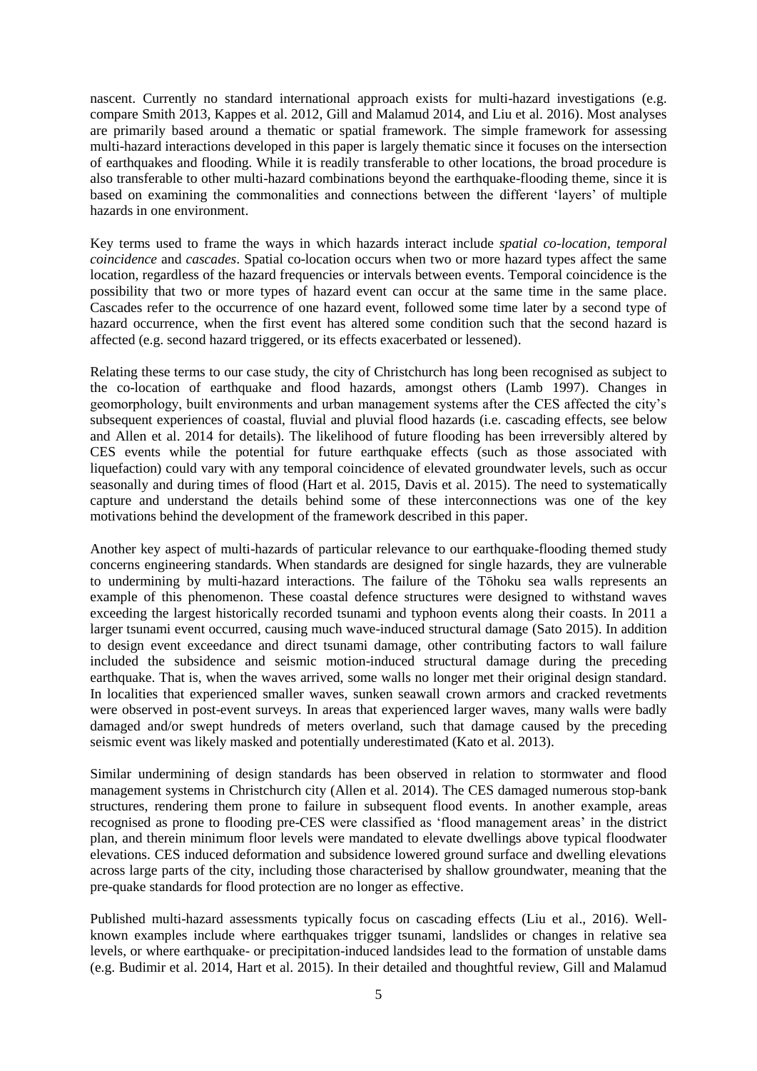nascent. Currently no standard international approach exists for multi-hazard investigations (e.g. compare Smith 2013, Kappes et al. 2012, Gill and Malamud 2014, and Liu et al. 2016). Most analyses are primarily based around a thematic or spatial framework. The simple framework for assessing multi-hazard interactions developed in this paper is largely thematic since it focuses on the intersection of earthquakes and flooding. While it is readily transferable to other locations, the broad procedure is also transferable to other multi-hazard combinations beyond the earthquake-flooding theme, since it is based on examining the commonalities and connections between the different 'layers' of multiple hazards in one environment.

Key terms used to frame the ways in which hazards interact include *spatial co-location*, *temporal coincidence* and *cascades*. Spatial co-location occurs when two or more hazard types affect the same location, regardless of the hazard frequencies or intervals between events. Temporal coincidence is the possibility that two or more types of hazard event can occur at the same time in the same place. Cascades refer to the occurrence of one hazard event, followed some time later by a second type of hazard occurrence, when the first event has altered some condition such that the second hazard is affected (e.g. second hazard triggered, or its effects exacerbated or lessened).

Relating these terms to our case study, the city of Christchurch has long been recognised as subject to the co-location of earthquake and flood hazards, amongst others (Lamb 1997). Changes in geomorphology, built environments and urban management systems after the CES affected the city's subsequent experiences of coastal, fluvial and pluvial flood hazards (i.e. cascading effects, see below and Allen et al. 2014 for details). The likelihood of future flooding has been irreversibly altered by CES events while the potential for future earthquake effects (such as those associated with liquefaction) could vary with any temporal coincidence of elevated groundwater levels, such as occur seasonally and during times of flood (Hart et al. 2015, Davis et al. 2015). The need to systematically capture and understand the details behind some of these interconnections was one of the key motivations behind the development of the framework described in this paper.

Another key aspect of multi-hazards of particular relevance to our earthquake-flooding themed study concerns engineering standards. When standards are designed for single hazards, they are vulnerable to undermining by multi-hazard interactions. The failure of the Tōhoku sea walls represents an example of this phenomenon. These coastal defence structures were designed to withstand waves exceeding the largest historically recorded tsunami and typhoon events along their coasts. In 2011 a larger tsunami event occurred, causing much wave-induced structural damage (Sato 2015). In addition to design event exceedance and direct tsunami damage, other contributing factors to wall failure included the subsidence and seismic motion-induced structural damage during the preceding earthquake. That is, when the waves arrived, some walls no longer met their original design standard. In localities that experienced smaller waves, sunken seawall crown armors and cracked revetments were observed in post-event surveys. In areas that experienced larger waves, many walls were badly damaged and/or swept hundreds of meters overland, such that damage caused by the preceding seismic event was likely masked and potentially underestimated (Kato et al. 2013).

Similar undermining of design standards has been observed in relation to stormwater and flood management systems in Christchurch city (Allen et al. 2014). The CES damaged numerous stop-bank structures, rendering them prone to failure in subsequent flood events. In another example, areas recognised as prone to flooding pre-CES were classified as 'flood management areas' in the district plan, and therein minimum floor levels were mandated to elevate dwellings above typical floodwater elevations. CES induced deformation and subsidence lowered ground surface and dwelling elevations across large parts of the city, including those characterised by shallow groundwater, meaning that the pre-quake standards for flood protection are no longer as effective.

Published multi-hazard assessments typically focus on cascading effects (Liu et al., 2016). Well-known examples include where earthquakes trigger tsunami, landslides or changes in relative sea levels, or where earthquake- or precipitation-induced landsides lead to the formation of unstable dams (e.g. Budimir et al. 2014, Hart et al. 2015). In their detailed and thoughtful review, Gill and Malamud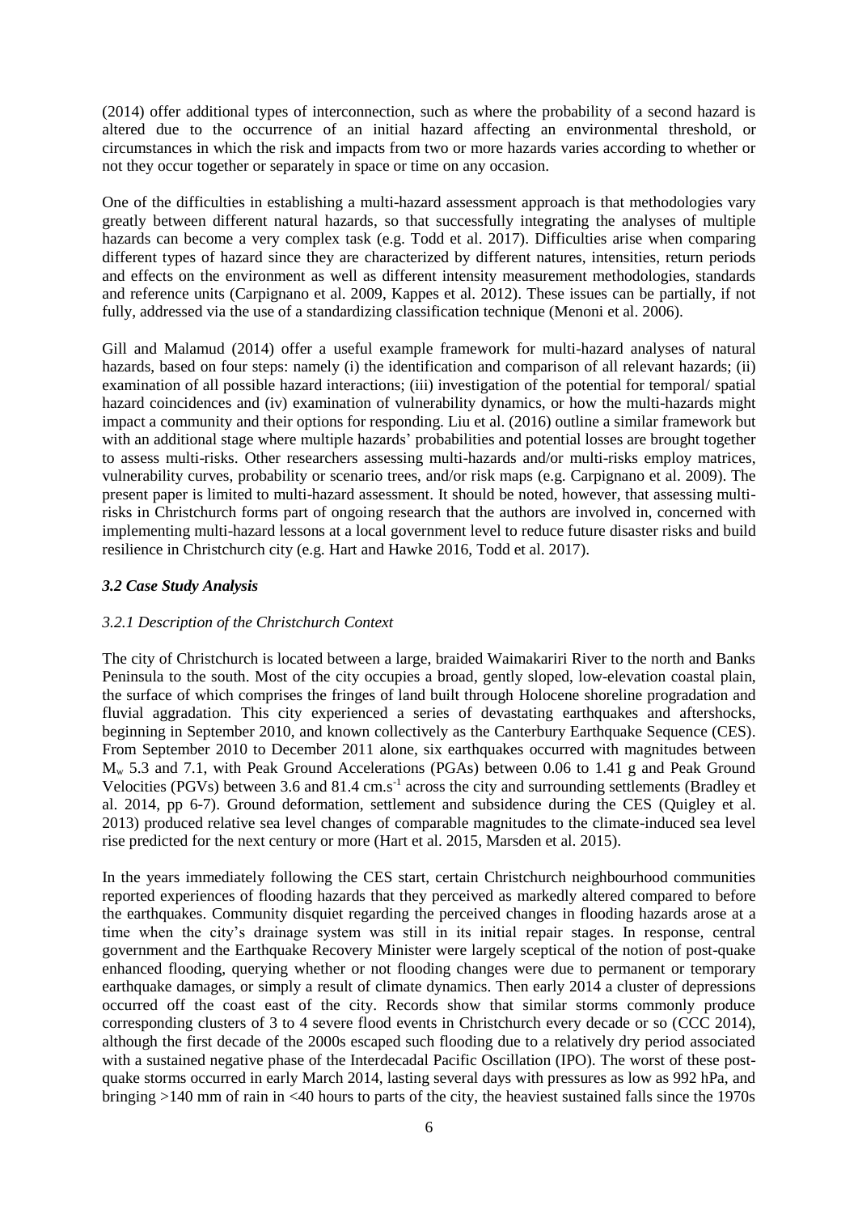(2014) offer additional types of interconnection, such as where the probability of a second hazard is altered due to the occurrence of an initial hazard affecting an environmental threshold, or circumstances in which the risk and impacts from two or more hazards varies according to whether or not they occur together or separately in space or time on any occasion.

One of the difficulties in establishing a multi-hazard assessment approach is that methodologies vary greatly between different natural hazards, so that successfully integrating the analyses of multiple hazards can become a very complex task (e.g. Todd et al. 2017). Difficulties arise when comparing different types of hazard since they are characterized by different natures, intensities, return periods and effects on the environment as well as different intensity measurement methodologies, standards and reference units (Carpignano et al. 2009, Kappes et al. 2012). These issues can be partially, if not fully, addressed via the use of a standardizing classification technique (Menoni et al. 2006).

Gill and Malamud (2014) offer a useful example framework for multi-hazard analyses of natural hazards, based on four steps: namely (i) the identification and comparison of all relevant hazards; (ii) examination of all possible hazard interactions; (iii) investigation of the potential for temporal/ spatial hazard coincidences and (iv) examination of vulnerability dynamics, or how the multi-hazards might impact a community and their options for responding. Liu et al. (2016) outline a similar framework but with an additional stage where multiple hazards' probabilities and potential losses are brought together to assess multi-risks. Other researchers assessing multi-hazards and/or multi-risks employ matrices, vulnerability curves, probability or scenario trees, and/or risk maps (e.g. Carpignano et al. 2009). The present paper is limited to multi-hazard assessment. It should be noted, however, that assessing multi-risks in Christchurch forms part of ongoing research that the authors are involved in, concerned with implementing multi-hazard lessons at a local government level to reduce future disaster risks and build resilience in Christchurch city (e.g. Hart and Hawke 2016, Todd et al. 2017).

### *3.2 Case Study Analysis*

#### *3.2.1 Description of the Christchurch Context*

The city of Christchurch is located between a large, braided Waimakariri River to the north and Banks Peninsula to the south. Most of the city occupies a broad, gently sloped, low-elevation coastal plain, the surface of which comprises the fringes of land built through Holocene shoreline progradation and fluvial aggradation. This city experienced a series of devastating earthquakes and aftershocks, beginning in September 2010, and known collectively as the Canterbury Earthquake Sequence (CES). From September 2010 to December 2011 alone, six earthquakes occurred with magnitudes between $M_w$ 5.3 and 7.1, with Peak Ground Accelerations (PGAs) between 0.06 to 1.41 g and Peak Ground Velocities (PGVs) between 3.6 and 81.4 $cm.s^{-1}$ across the city and surrounding settlements (Bradley et al. 2014, pp 6-7). Ground deformation, settlement and subsidence during the CES (Quigley et al. 2013) produced relative sea level changes of comparable magnitudes to the climate-induced sea level rise predicted for the next century or more (Hart et al. 2015, Marsden et al. 2015).

In the years immediately following the CES start, certain Christchurch neighbourhood communities reported experiences of flooding hazards that they perceived as markedly altered compared to before the earthquakes. Community disquiet regarding the perceived changes in flooding hazards arose at a time when the city's drainage system was still in its initial repair stages. In response, central government and the Earthquake Recovery Minister were largely sceptical of the notion of post-quake enhanced flooding, querying whether or not flooding changes were due to permanent or temporary earthquake damages, or simply a result of climate dynamics. Then early 2014 a cluster of depressions occurred off the coast east of the city. Records show that similar storms commonly produce corresponding clusters of 3 to 4 severe flood events in Christchurch every decade or so (CCC 2014), although the first decade of the 2000s escaped such flooding due to a relatively dry period associated with a sustained negative phase of the Interdecadal Pacific Oscillation (IPO). The worst of these post-quake storms occurred in early March 2014, lasting several days with pressures as low as 992 hPa, and bringing >140 mm of rain in <40 hours to parts of the city, the heaviest sustained falls since the 1970s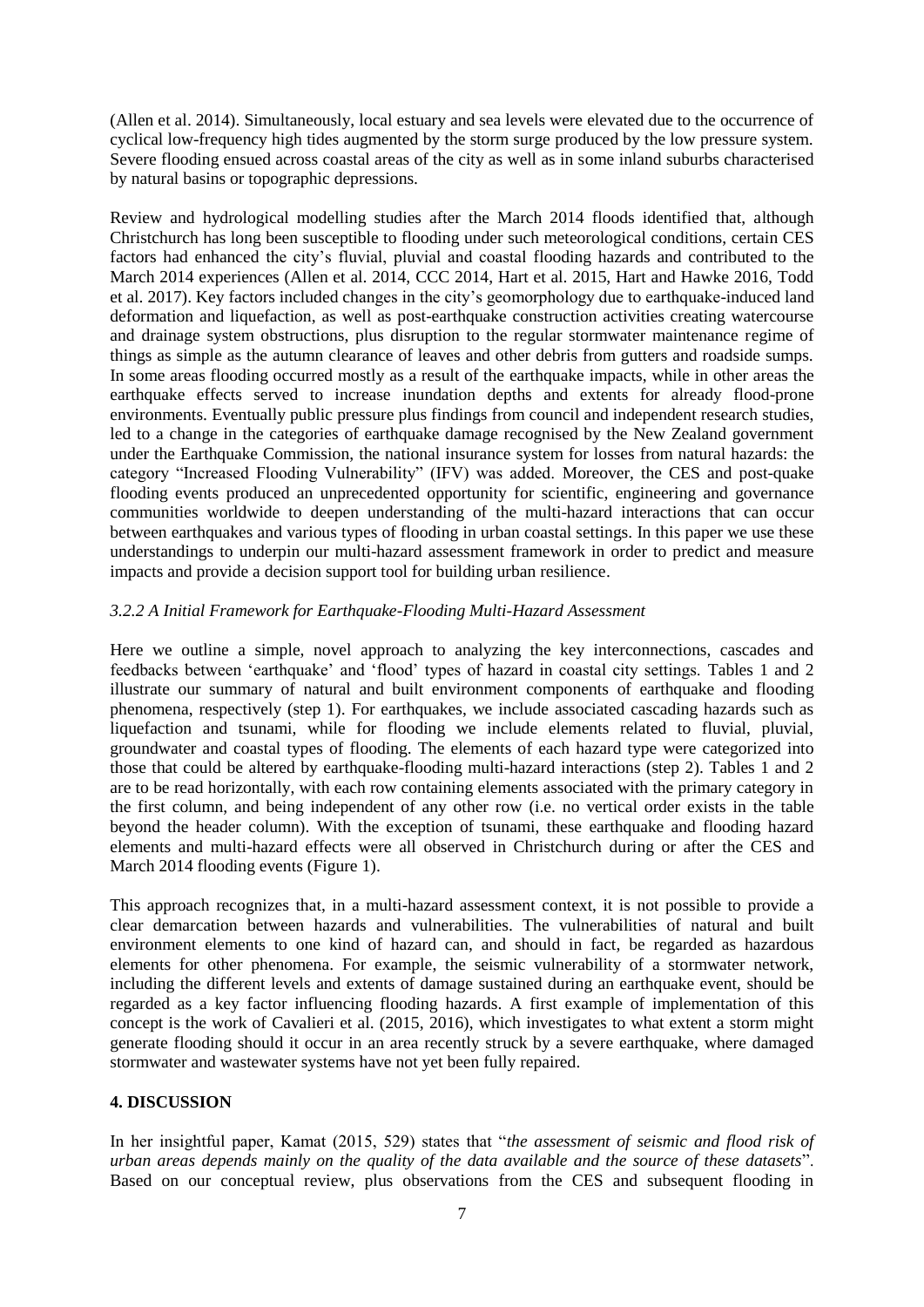(Allen et al. 2014). Simultaneously, local estuary and sea levels were elevated due to the occurrence of cyclical low-frequency high tides augmented by the storm surge produced by the low pressure system. Severe flooding ensued across coastal areas of the city as well as in some inland suburbs characterised by natural basins or topographic depressions.

Review and hydrological modelling studies after the March 2014 floods identified that, although Christchurch has long been susceptible to flooding under such meteorological conditions, certain CES factors had enhanced the city's fluvial, pluvial and coastal flooding hazards and contributed to the March 2014 experiences (Allen et al. 2014, CCC 2014, Hart et al. 2015, Hart and Hawke 2016, Todd et al. 2017). Key factors included changes in the city's geomorphology due to earthquake-induced land deformation and liquefaction, as well as post-earthquake construction activities creating watercourse and drainage system obstructions, plus disruption to the regular stormwater maintenance regime of things as simple as the autumn clearance of leaves and other debris from gutters and roadside sumps. In some areas flooding occurred mostly as a result of the earthquake impacts, while in other areas the earthquake effects served to increase inundation depths and extents for already flood-prone environments. Eventually public pressure plus findings from council and independent research studies, led to a change in the categories of earthquake damage recognised by the New Zealand government under the Earthquake Commission, the national insurance system for losses from natural hazards: the category "Increased Flooding Vulnerability" (IFV) was added. Moreover, the CES and post-quake flooding events produced an unprecedented opportunity for scientific, engineering and governance communities worldwide to deepen understanding of the multi-hazard interactions that can occur between earthquakes and various types of flooding in urban coastal settings. In this paper we use these understandings to underpin our multi-hazard assessment framework in order to predict and measure impacts and provide a decision support tool for building urban resilience.

### *3.2.2 A Initial Framework for Earthquake-Flooding Multi-Hazard Assessment*

Here we outline a simple, novel approach to analyzing the key interconnections, cascades and feedbacks between 'earthquake' and 'flood' types of hazard in coastal city settings. Tables 1 and 2 illustrate our summary of natural and built environment components of earthquake and flooding phenomena, respectively (step 1). For earthquakes, we include associated cascading hazards such as liquefaction and tsunami, while for flooding we include elements related to fluvial, pluvial, groundwater and coastal types of flooding. The elements of each hazard type were categorized into those that could be altered by earthquake-flooding multi-hazard interactions (step 2). Tables 1 and 2 are to be read horizontally, with each row containing elements associated with the primary category in the first column, and being independent of any other row (i.e. no vertical order exists in the table beyond the header column). With the exception of tsunami, these earthquake and flooding hazard elements and multi-hazard effects were all observed in Christchurch during or after the CES and March 2014 flooding events (Figure 1).

This approach recognizes that, in a multi-hazard assessment context, it is not possible to provide a clear demarcation between hazards and vulnerabilities. The vulnerabilities of natural and built environment elements to one kind of hazard can, and should in fact, be regarded as hazardous elements for other phenomena. For example, the seismic vulnerability of a stormwater network, including the different levels and extents of damage sustained during an earthquake event, should be regarded as a key factor influencing flooding hazards. A first example of implementation of this concept is the work of Cavalieri et al. (2015, 2016), which investigates to what extent a storm might generate flooding should it occur in an area recently struck by a severe earthquake, where damaged stormwater and wastewater systems have not yet been fully repaired.

## **4. DISCUSSION**

In her insightful paper, Kamat (2015, 529) states that "*the assessment of seismic and flood risk of urban areas depends mainly on the quality of the data available and the source of these datasets*". Based on our conceptual review, plus observations from the CES and subsequent flooding in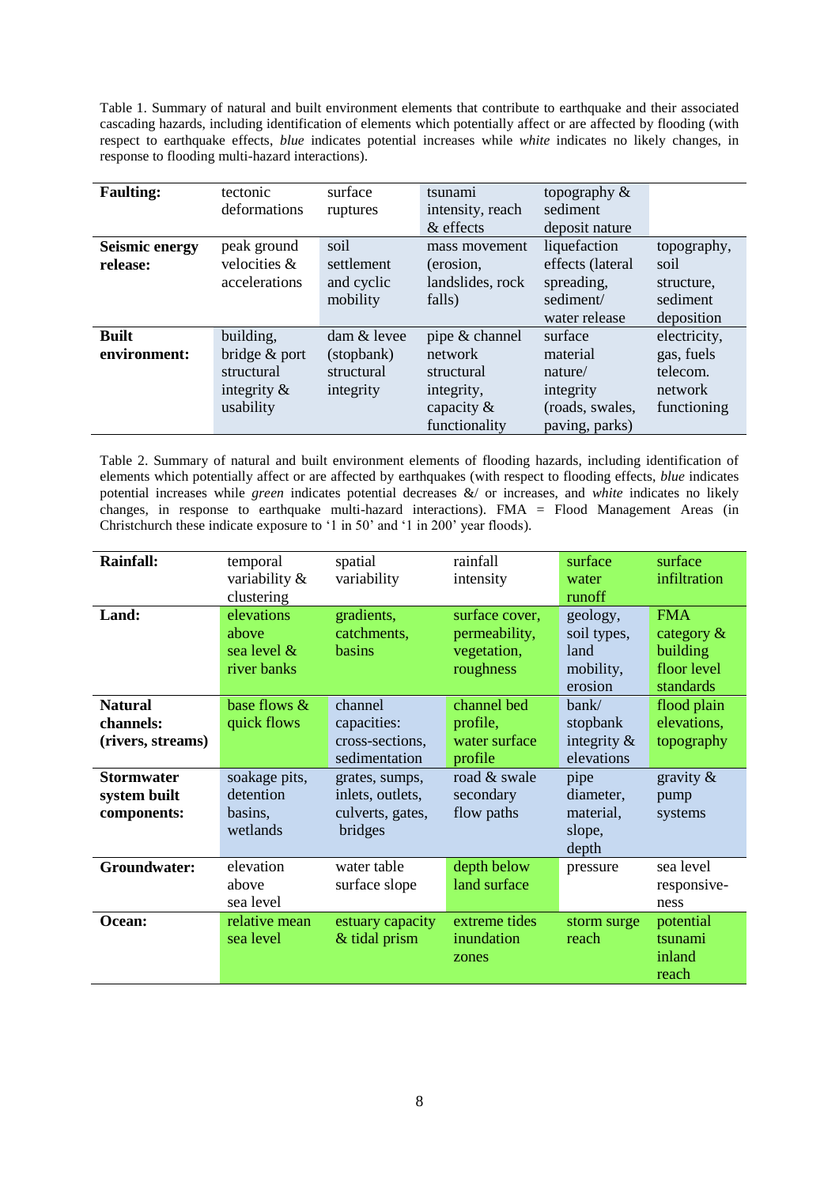Table 1. Summary of natural and built environment elements that contribute to earthquake and their associated cascading hazards, including identification of elements which potentially affect or are affected by flooding (with respect to earthquake effects, *blue* indicates potential increases while *white* indicates no likely changes, in response to flooding multi-hazard interactions).

| | | | | | |
|---|---|---|---|---|---|
| **Faulting:** | tectonic deformations | surface ruptures | tsunami intensity, reach & effects | topography & sediment deposit nature | |
| **Seismic energy release:** | peak ground velocities & accelerations | soil settlement and cyclic mobility | mass movement (erosion, landslides, rock falls) | liquefaction effects (lateral spreading, sediment/ water release | topography, soil structure, sediment deposition |
| **Built environment:** | building, bridge & port structural integrity & usability | dam & levee (stopbank) structural integrity | pipe & channel network structural integrity, capacity & functionality | surface material nature/ integrity (roads, swales, paving, parks) | electricity, gas, fuels telecom. network functioning |

Table 2. Summary of natural and built environment elements of flooding hazards, including identification of elements which potentially affect or are affected by earthquakes (with respect to flooding effects, *blue* indicates potential increases while *green* indicates potential decreases &/ or increases, and *white* indicates no likely changes, in response to earthquake multi-hazard interactions). FMA = Flood Management Areas (in Christchurch these indicate exposure to '1 in 50' and '1 in 200' year floods).

| | | | | | |
|---|---|---|---|---|---|
| **Rainfall:** | temporal variability & clustering | spatial variability | rainfall intensity | surface water runoff | surface infiltration |
| **Land:** | elevations above sea level & river banks | gradients, catchments, basins | surface cover, permeability, vegetation, roughness | geology, soil types, land mobility, erosion | FMA category & building floor level standards |
| **Natural channels: (rivers, streams)** | base flows & quick flows | channel capacities: cross-sections, sedimentation | channel bed profile, water surface profile | bank/ stopbank integrity & elevations | flood plain elevations, topography |
| **Stormwater system built components:** | soakage pits, detention basins, wetlands | grates, sumps, inlets, outlets, culverts, gates, bridges | road & swale secondary flow paths | pipe diameter, material, slope, depth | gravity & pump systems |
| **Groundwater:** | elevation above sea level | water table surface slope | depth below land surface | pressure | sea level responsive-ness |
| **Ocean:** | relative mean sea level | estuary capacity & tidal prism | extreme tides inundation zones | storm surge reach | potential tsunami inland reach |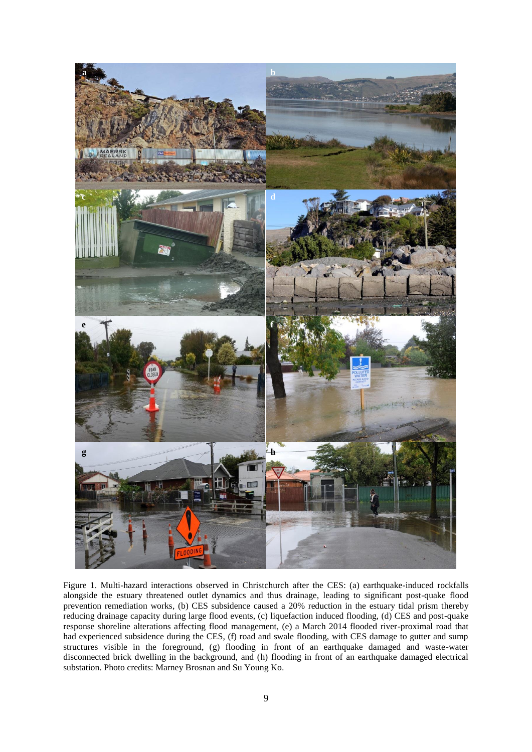Figure 1. Multi-hazard interactions observed in Christchurch after the CES: (a) earthquake-induced rockfalls alongside the estuary threatened outlet dynamics and thus drainage, leading to significant post-quake flood prevention remediation works, (b) CES subsidence caused a 20% reduction in the estuary tidal prism thereby reducing drainage capacity during large flood events, (c) liquefaction induced flooding, (d) CES and post-quake response shoreline alterations affecting flood management, (e) a March 2014 flooded river-proximal road that had experienced subsidence during the CES, (f) road and swale flooding, with CES damage to gutter and sump structures visible in the foreground, (g) flooding in front of an earthquake damaged and waste-water disconnected brick dwelling in the background, and (h) flooding in front of an earthquake damaged electrical substation. Photo credits: Marney Brosnan and Su Young Ko.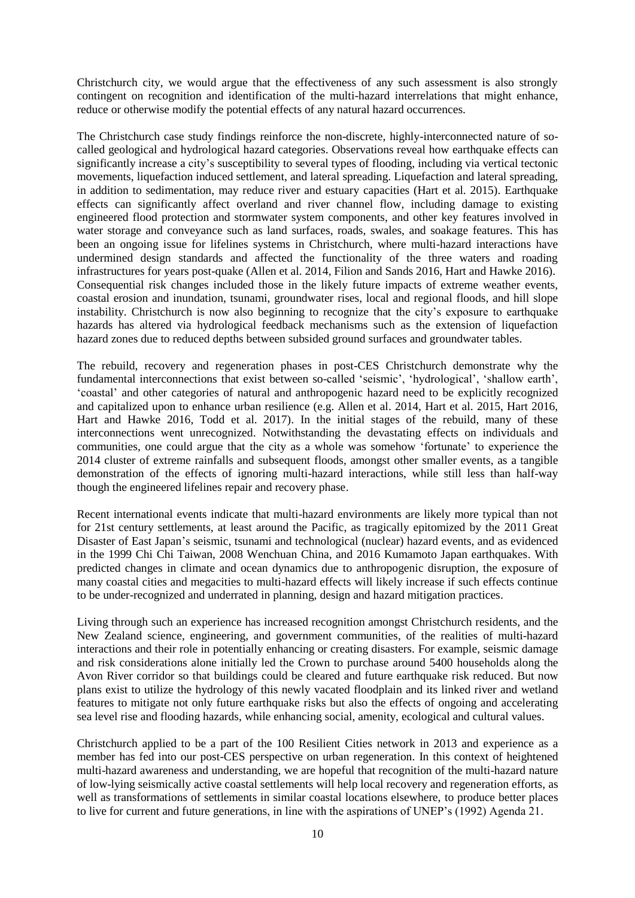Christchurch city, we would argue that the effectiveness of any such assessment is also strongly contingent on recognition and identification of the multi-hazard interrelations that might enhance, reduce or otherwise modify the potential effects of any natural hazard occurrences.

The Christchurch case study findings reinforce the non-discrete, highly-interconnected nature of so-called geological and hydrological hazard categories. Observations reveal how earthquake effects can significantly increase a city's susceptibility to several types of flooding, including via vertical tectonic movements, liquefaction induced settlement, and lateral spreading. Liquefaction and lateral spreading, in addition to sedimentation, may reduce river and estuary capacities (Hart et al. 2015). Earthquake effects can significantly affect overland and river channel flow, including damage to existing engineered flood protection and stormwater system components, and other key features involved in water storage and conveyance such as land surfaces, roads, swales, and soakage features. This has been an ongoing issue for lifelines systems in Christchurch, where multi-hazard interactions have undermined design standards and affected the functionality of the three waters and roading infrastructures for years post-quake (Allen et al. 2014, Filion and Sands 2016, Hart and Hawke 2016). Consequential risk changes included those in the likely future impacts of extreme weather events, coastal erosion and inundation, tsunami, groundwater rises, local and regional floods, and hill slope instability. Christchurch is now also beginning to recognize that the city's exposure to earthquake hazards has altered via hydrological feedback mechanisms such as the extension of liquefaction hazard zones due to reduced depths between subsided ground surfaces and groundwater tables.

The rebuild, recovery and regeneration phases in post-CES Christchurch demonstrate why the fundamental interconnections that exist between so-called 'seismic', 'hydrological', 'shallow earth', 'coastal' and other categories of natural and anthropogenic hazard need to be explicitly recognized and capitalized upon to enhance urban resilience (e.g. Allen et al. 2014, Hart et al. 2015, Hart 2016, Hart and Hawke 2016, Todd et al. 2017). In the initial stages of the rebuild, many of these interconnections went unrecognized. Notwithstanding the devastating effects on individuals and communities, one could argue that the city as a whole was somehow 'fortunate' to experience the 2014 cluster of extreme rainfalls and subsequent floods, amongst other smaller events, as a tangible demonstration of the effects of ignoring multi-hazard interactions, while still less than half-way though the engineered lifelines repair and recovery phase.

Recent international events indicate that multi-hazard environments are likely more typical than not for 21st century settlements, at least around the Pacific, as tragically epitomized by the 2011 Great Disaster of East Japan's seismic, tsunami and technological (nuclear) hazard events, and as evidenced in the 1999 Chi Chi Taiwan, 2008 Wenchuan China, and 2016 Kumamoto Japan earthquakes. With predicted changes in climate and ocean dynamics due to anthropogenic disruption, the exposure of many coastal cities and megacities to multi-hazard effects will likely increase if such effects continue to be under-recognized and underrated in planning, design and hazard mitigation practices.

Living through such an experience has increased recognition amongst Christchurch residents, and the New Zealand science, engineering, and government communities, of the realities of multi-hazard interactions and their role in potentially enhancing or creating disasters. For example, seismic damage and risk considerations alone initially led the Crown to purchase around 5400 households along the Avon River corridor so that buildings could be cleared and future earthquake risk reduced. But now plans exist to utilize the hydrology of this newly vacated floodplain and its linked river and wetland features to mitigate not only future earthquake risks but also the effects of ongoing and accelerating sea level rise and flooding hazards, while enhancing social, amenity, ecological and cultural values.

Christchurch applied to be a part of the 100 Resilient Cities network in 2013 and experience as a member has fed into our post-CES perspective on urban regeneration. In this context of heightened multi-hazard awareness and understanding, we are hopeful that recognition of the multi-hazard nature of low-lying seismically active coastal settlements will help local recovery and regeneration efforts, as well as transformations of settlements in similar coastal locations elsewhere, to produce better places to live for current and future generations, in line with the aspirations of UNEP's (1992) Agenda 21.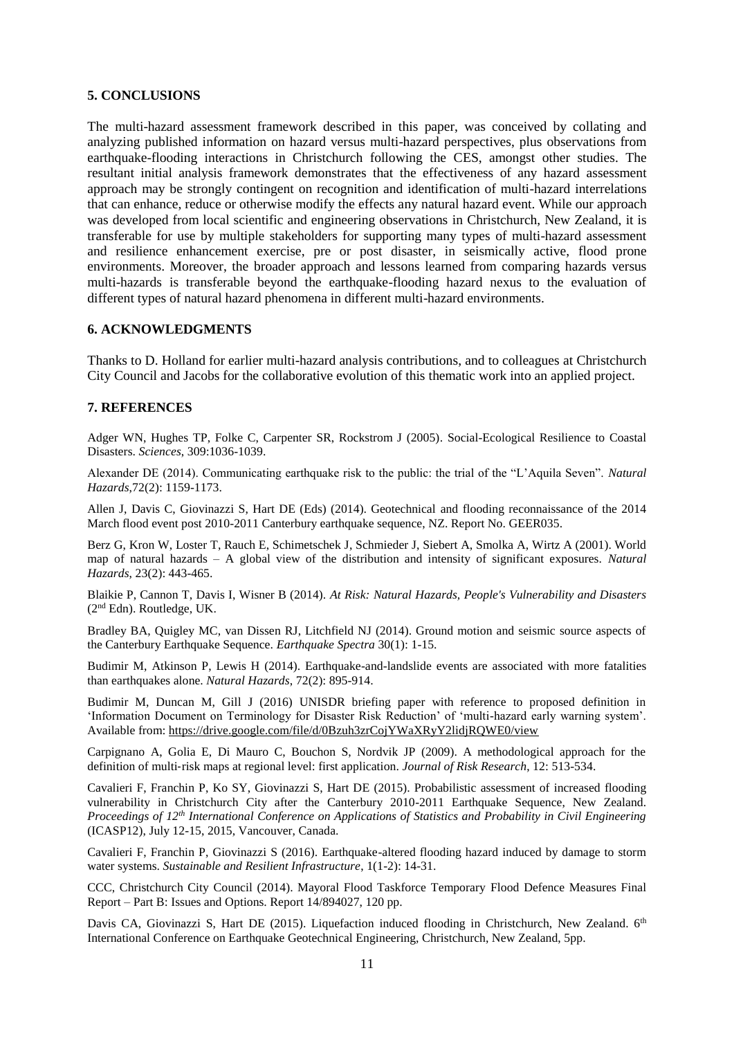## 5. CONCLUSIONS

The multi-hazard assessment framework described in this paper, was conceived by collating and analyzing published information on hazard versus multi-hazard perspectives, plus observations from earthquake-flooding interactions in Christchurch following the CES, amongst other studies. The resultant initial analysis framework demonstrates that the effectiveness of any hazard assessment approach may be strongly contingent on recognition and identification of multi-hazard interrelations that can enhance, reduce or otherwise modify the effects any natural hazard event. While our approach was developed from local scientific and engineering observations in Christchurch, New Zealand, it is transferable for use by multiple stakeholders for supporting many types of multi-hazard assessment and resilience enhancement exercise, pre or post disaster, in seismically active, flood prone environments. Moreover, the broader approach and lessons learned from comparing hazards versus multi-hazards is transferable beyond the earthquake-flooding hazard nexus to the evaluation of different types of natural hazard phenomena in different multi-hazard environments.

## 6. ACKNOWLEDGMENTS

Thanks to D. Holland for earlier multi-hazard analysis contributions, and to colleagues at Christchurch City Council and Jacobs for the collaborative evolution of this thematic work into an applied project.

## 7. REFERENCES

Adger WN, Hughes TP, Folke C, Carpenter SR, Rockstrom J (2005). Social-Ecological Resilience to Coastal Disasters. *Sciences*, 309:1036-1039.

Alexander DE (2014). Communicating earthquake risk to the public: the trial of the "L'Aquila Seven". *Natural Hazards*,72(2): 1159-1173.

Allen J, Davis C, Giovinazzi S, Hart DE (Eds) (2014). Geotechnical and flooding reconnaissance of the 2014 March flood event post 2010-2011 Canterbury earthquake sequence, NZ. Report No. GEER035.

Berz G, Kron W, Loster T, Rauch E, Schimetschek J, Schmieder J, Siebert A, Smolka A, Wirtz A (2001). World map of natural hazards – A global view of the distribution and intensity of significant exposures. *Natural Hazards*, 23(2): 443-465.

Blaikie P, Cannon T, Davis I, Wisner B (2014). *At Risk: Natural Hazards, People's Vulnerability and Disasters* (2nd Edn). Routledge, UK.

Bradley BA, Quigley MC, van Dissen RJ, Litchfield NJ (2014). Ground motion and seismic source aspects of the Canterbury Earthquake Sequence. *Earthquake Spectra* 30(1): 1-15.

Budimir M, Atkinson P, Lewis H (2014). Earthquake-and-landslide events are associated with more fatalities than earthquakes alone. *Natural Hazards*, 72(2): 895-914.

Budimir M, Duncan M, Gill J (2016) UNISDR briefing paper with reference to proposed definition in 'Information Document on Terminology for Disaster Risk Reduction' of 'multi-hazard early warning system'. Available from: https://drive.google.com/file/d/0Bzuh3zrCojYWaXRyY2lidjRQWE0/view

Carpignano A, Golia E, Di Mauro C, Bouchon S, Nordvik JP (2009). A methodological approach for the definition of multi-risk maps at regional level: first application. *Journal of Risk Research*, 12: 513-534.

Cavalieri F, Franchin P, Ko SY, Giovinazzi S, Hart DE (2015). Probabilistic assessment of increased flooding vulnerability in Christchurch City after the Canterbury 2010-2011 Earthquake Sequence, New Zealand. *Proceedings of 12th International Conference on Applications of Statistics and Probability in Civil Engineering* (ICASP12), July 12-15, 2015, Vancouver, Canada.

Cavalieri F, Franchin P, Giovinazzi S (2016). Earthquake-altered flooding hazard induced by damage to storm water systems. *Sustainable and Resilient Infrastructure*, 1(1-2): 14-31.

CCC, Christchurch City Council (2014). Mayoral Flood Taskforce Temporary Flood Defence Measures Final Report – Part B: Issues and Options. Report 14/894027, 120 pp.

Davis CA, Giovinazzi S, Hart DE (2015). Liquefaction induced flooding in Christchurch, New Zealand. 6th International Conference on Earthquake Geotechnical Engineering, Christchurch, New Zealand, 5pp.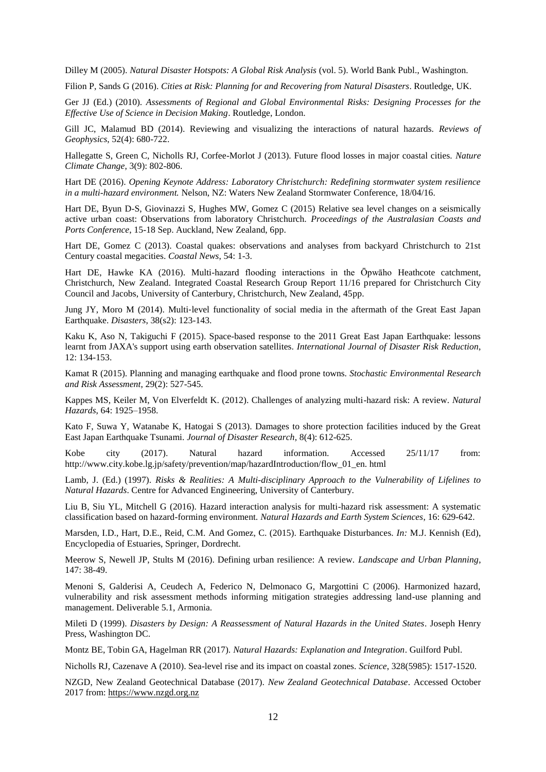Dilley M (2005). *Natural Disaster Hotspots: A Global Risk Analysis* (vol. 5). World Bank Publ., Washington.

Filion P, Sands G (2016). *Cities at Risk: Planning for and Recovering from Natural Disasters*. Routledge, UK.

Ger JJ (Ed.) (2010). *Assessments of Regional and Global Environmental Risks: Designing Processes for the Effective Use of Science in Decision Making*. Routledge, London.

Gill JC, Malamud BD (2014). Reviewing and visualizing the interactions of natural hazards. *Reviews of Geophysics*, 52(4): 680-722.

Hallegatte S, Green C, Nicholls RJ, Corfee-Morlot J (2013). Future flood losses in major coastal cities. *Nature Climate Change*, 3(9): 802-806.

Hart DE (2016). *Opening Keynote Address: Laboratory Christchurch: Redefining stormwater system resilience in a multi-hazard environment.* Nelson, NZ: Waters New Zealand Stormwater Conference, 18/04/16.

Hart DE, Byun D-S, Giovinazzi S, Hughes MW, Gomez C (2015) Relative sea level changes on a seismically active urban coast: Observations from laboratory Christchurch. *Proceedings of the Australasian Coasts and Ports Conference*, 15-18 Sep. Auckland, New Zealand, 6pp.

Hart DE, Gomez C (2013). Coastal quakes: observations and analyses from backyard Christchurch to 21st Century coastal megacities. *Coastal News*, 54: 1-3.

Hart DE, Hawke KA (2016). Multi-hazard flooding interactions in the Ōpwāho Heathcote catchment, Christchurch, New Zealand. Integrated Coastal Research Group Report 11/16 prepared for Christchurch City Council and Jacobs, University of Canterbury, Christchurch, New Zealand, 45pp.

Jung JY, Moro M (2014). Multi-level functionality of social media in the aftermath of the Great East Japan Earthquake. *Disasters*, 38(s2): 123-143.

Kaku K, Aso N, Takiguchi F (2015). Space-based response to the 2011 Great East Japan Earthquake: lessons learnt from JAXA's support using earth observation satellites. *International Journal of Disaster Risk Reduction*, 12: 134-153.

Kamat R (2015). Planning and managing earthquake and flood prone towns. *Stochastic Environmental Research and Risk Assessment*, 29(2): 527-545.

Kappes MS, Keiler M, Von Elverfeldt K. (2012). Challenges of analyzing multi-hazard risk: A review. *Natural Hazards*, 64: 1925–1958.

Kato F, Suwa Y, Watanabe K, Hatogai S (2013). Damages to shore protection facilities induced by the Great East Japan Earthquake Tsunami. *Journal of Disaster Research*, 8(4): 612-625.

Kobe city (2017). Natural hazard information. Accessed 25/11/17 from: http://www.city.kobe.lg.jp/safety/prevention/map/hazardIntroduction/flow_01_en. html

Lamb, J. (Ed.) (1997). *Risks & Realities: A Multi-disciplinary Approach to the Vulnerability of Lifelines to Natural Hazards*. Centre for Advanced Engineering, University of Canterbury.

Liu B, Siu YL, Mitchell G (2016). Hazard interaction analysis for multi-hazard risk assessment: A systematic classification based on hazard-forming environment. *Natural Hazards and Earth System Sciences*, 16: 629-642.

Marsden, I.D., Hart, D.E., Reid, C.M. And Gomez, C. (2015). Earthquake Disturbances. *In:* M.J. Kennish (Ed), Encyclopedia of Estuaries, Springer, Dordrecht.

Meerow S, Newell JP, Stults M (2016). Defining urban resilience: A review. *Landscape and Urban Planning*, 147: 38-49.

Menoni S, Galderisi A, Ceudech A, Federico N, Delmonaco G, Margottini C (2006). Harmonized hazard, vulnerability and risk assessment methods informing mitigation strategies addressing land-use planning and management. Deliverable 5.1, Armonia.

Mileti D (1999). *Disasters by Design: A Reassessment of Natural Hazards in the United States*. Joseph Henry Press, Washington DC.

Montz BE, Tobin GA, Hagelman RR (2017). *Natural Hazards: Explanation and Integration*. Guilford Publ.

Nicholls RJ, Cazenave A (2010). Sea-level rise and its impact on coastal zones. *Science*, 328(5985): 1517-1520.

NZGD, New Zealand Geotechnical Database (2017). *New Zealand Geotechnical Database*. Accessed October 2017 from: https://www.nzgd.org.nz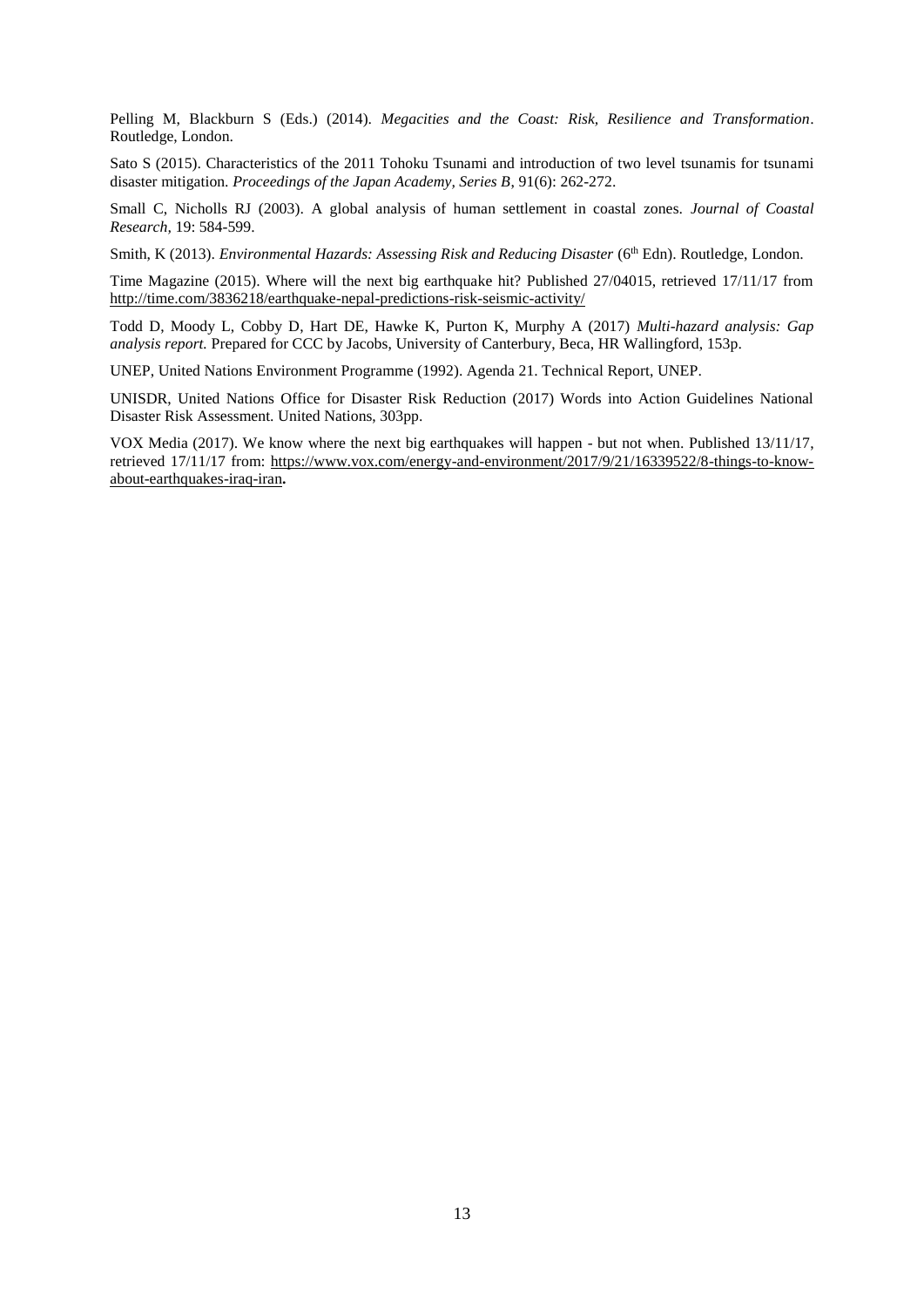Pelling M, Blackburn S (Eds.) (2014). *Megacities and the Coast: Risk, Resilience and Transformation*. Routledge, London.

Sato S (2015). Characteristics of the 2011 Tohoku Tsunami and introduction of two level tsunamis for tsunami disaster mitigation. *Proceedings of the Japan Academy, Series B*, 91(6): 262-272.

Small C, Nicholls RJ (2003). A global analysis of human settlement in coastal zones. *Journal of Coastal Research*, 19: 584-599.

Smith, K (2013). *Environmental Hazards: Assessing Risk and Reducing Disaster* (6th Edn). Routledge, London.

Time Magazine (2015). Where will the next big earthquake hit? Published 27/04015, retrieved 17/11/17 from http://time.com/3836218/earthquake-nepal-predictions-risk-seismic-activity/

Todd D, Moody L, Cobby D, Hart DE, Hawke K, Purton K, Murphy A (2017) *Multi-hazard analysis: Gap analysis report.* Prepared for CCC by Jacobs, University of Canterbury, Beca, HR Wallingford, 153p.

UNEP, United Nations Environment Programme (1992). Agenda 21. Technical Report, UNEP.

UNISDR, United Nations Office for Disaster Risk Reduction (2017) Words into Action Guidelines National Disaster Risk Assessment. United Nations, 303pp.

VOX Media (2017). We know where the next big earthquakes will happen - but not when. Published 13/11/17, retrieved 17/11/17 from: https://www.vox.com/energy-and-environment/2017/9/21/16339522/8-things-to-know-about-earthquakes-iraq-iran.